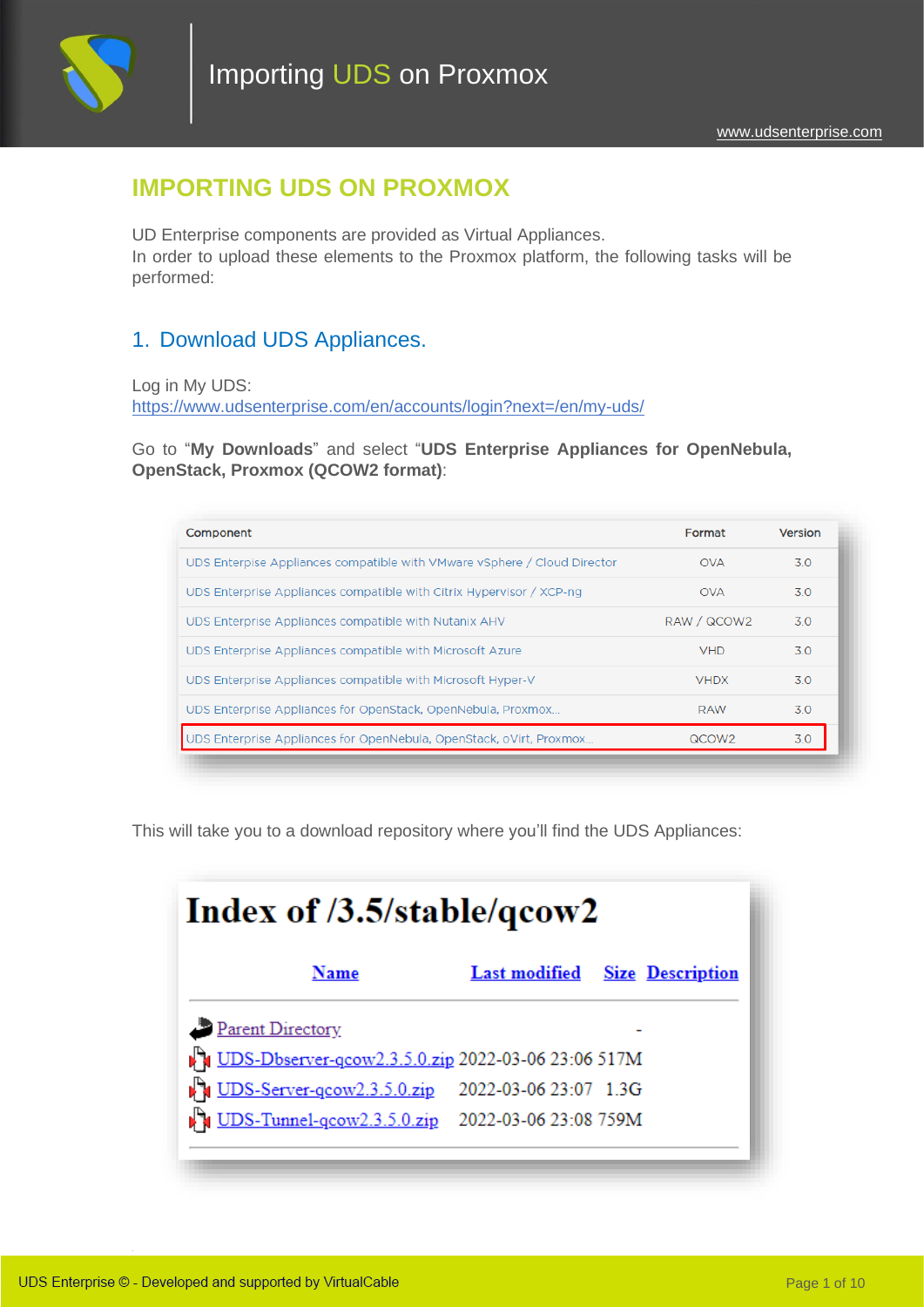# IMPORTING UDS ON PROXMOX

UD Enterprise components are provided as Virtual Appliances.
In order to upload these elements to the Proxmox platform, the following tasks will be performed:

## 1. Download UDS Appliances.

Log in My UDS:
https://www.udsenterprise.com/en/accounts/login?next=/en/my-uds/

Go to "**My Downloads**" and select "**UDS Enterprise Appliances for OpenNebula, OpenStack, Proxmox (QCOW2 format)**:

| Component | Format | Version |
|---|---|---|
| UDS Enterprise Appliances compatible with VMware vSphere / Cloud Director | OVA | 3.0 |
| UDS Enterprise Appliances compatible with Citrix Hypervisor / XCP-ng | OVA | 3.0 |
| UDS Enterprise Appliances compatible with Nutanix AHV | RAW / QCOW2 | 3.0 |
| UDS Enterprise Appliances compatible with Microsoft Azure | VHD | 3.0 |
| UDS Enterprise Appliances compatible with Microsoft Hyper-V | VHDX | 3.0 |
| UDS Enterprise Appliances for OpenStack, OpenNebula, Proxmox... | RAW | 3.0 |
| UDS Enterprise Appliances for OpenNebula, OpenStack, oVirt, Proxmox... | QCOW2 | 3.0 |

This will take you to a download repository where you'll find the UDS Appliances:

**Index of /3.5/stable/qcow2**

| Name | Last modified | Size | Description |
|---|---|---|---|
| Parent Directory | | - | |
| UDS-Dbserver-qcow2.3.5.0.zip | 2022-03-06 23:06 | 517M | |
| UDS-Server-qcow2.3.5.0.zip | 2022-03-06 23:07 | 1.3G | |
| UDS-Tunnel-qcow2.3.5.0.zip | 2022-03-06 23:08 | 759M | |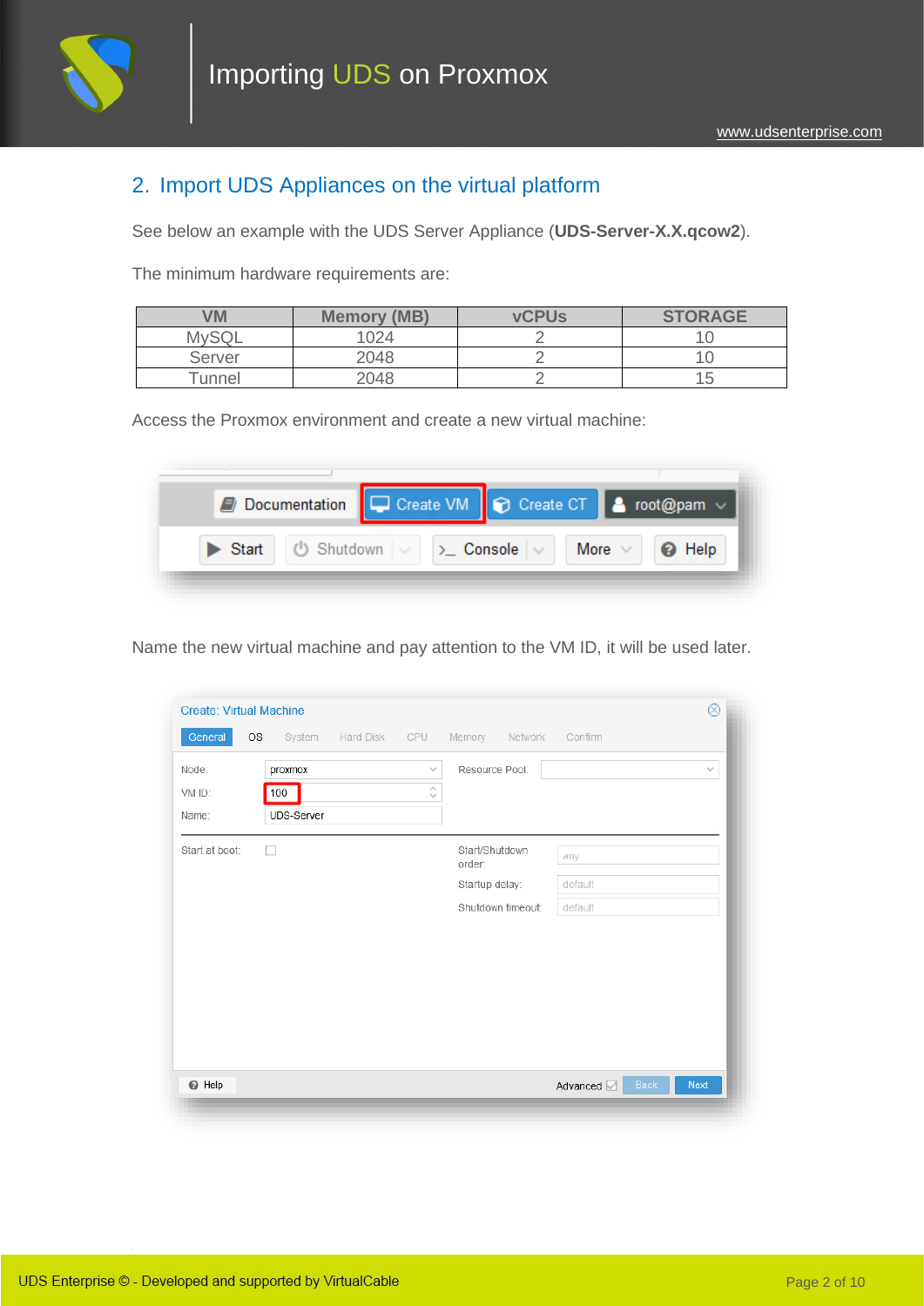## 2. Import UDS Appliances on the virtual platform

See below an example with the UDS Server Appliance (**UDS-Server-X.X.qcow2**).

The minimum hardware requirements are:

| VM | Memory (MB) | vCPUs | STORAGE |
|---|---|---|---|
| MySQL | 1024 | 2 | 10 |
| Server | 2048 | 2 | 10 |
| Tunnel | 2048 | 2 | 15 |

Access the Proxmox environment and create a new virtual machine:

Name the new virtual machine and pay attention to the VM ID, it will be used later.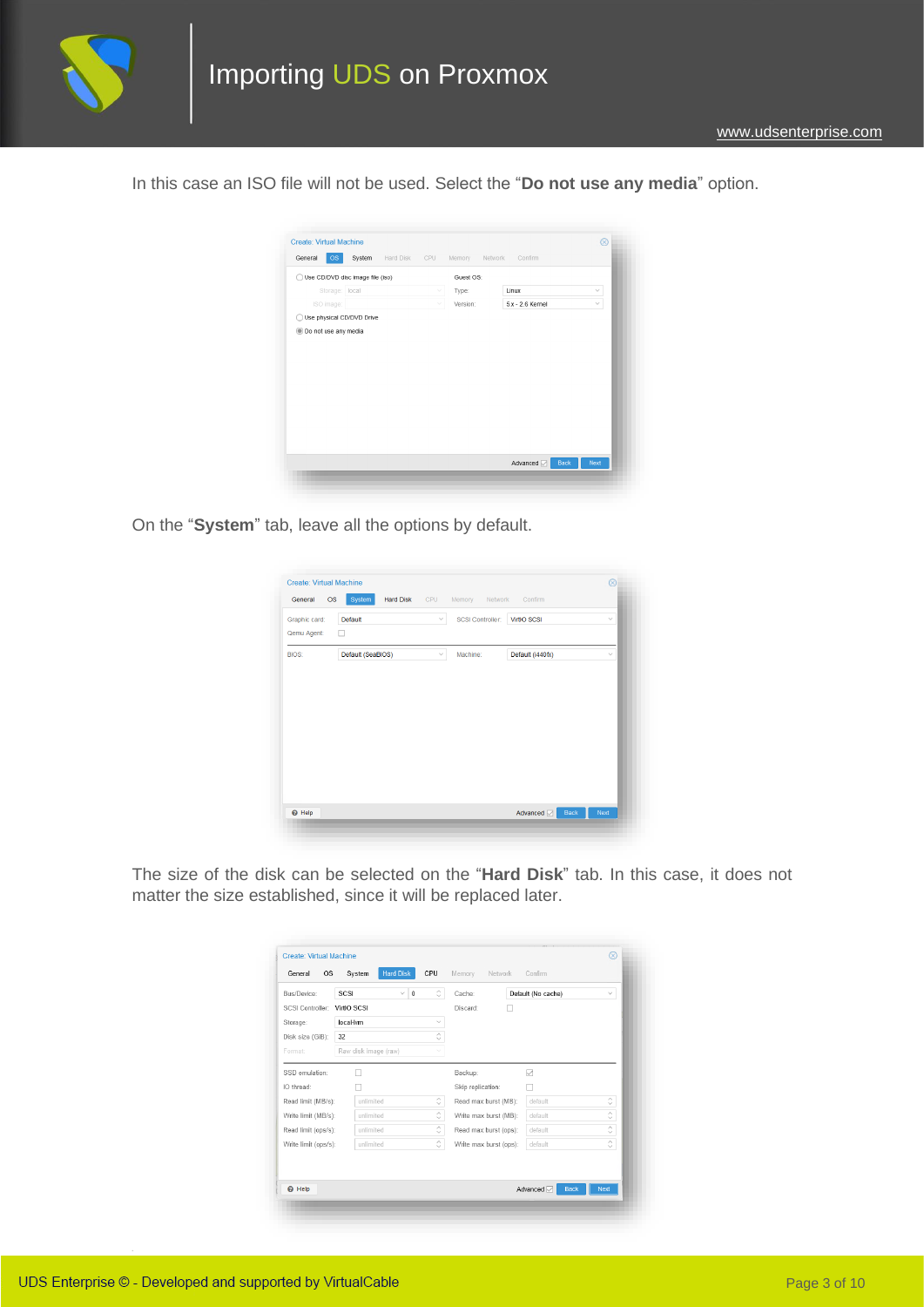In this case an ISO file will not be used. Select the "**Do not use any media**" option.

On the "**System**" tab, leave all the options by default.

The size of the disk can be selected on the "**Hard Disk**" tab. In this case, it does not matter the size established, since it will be replaced later.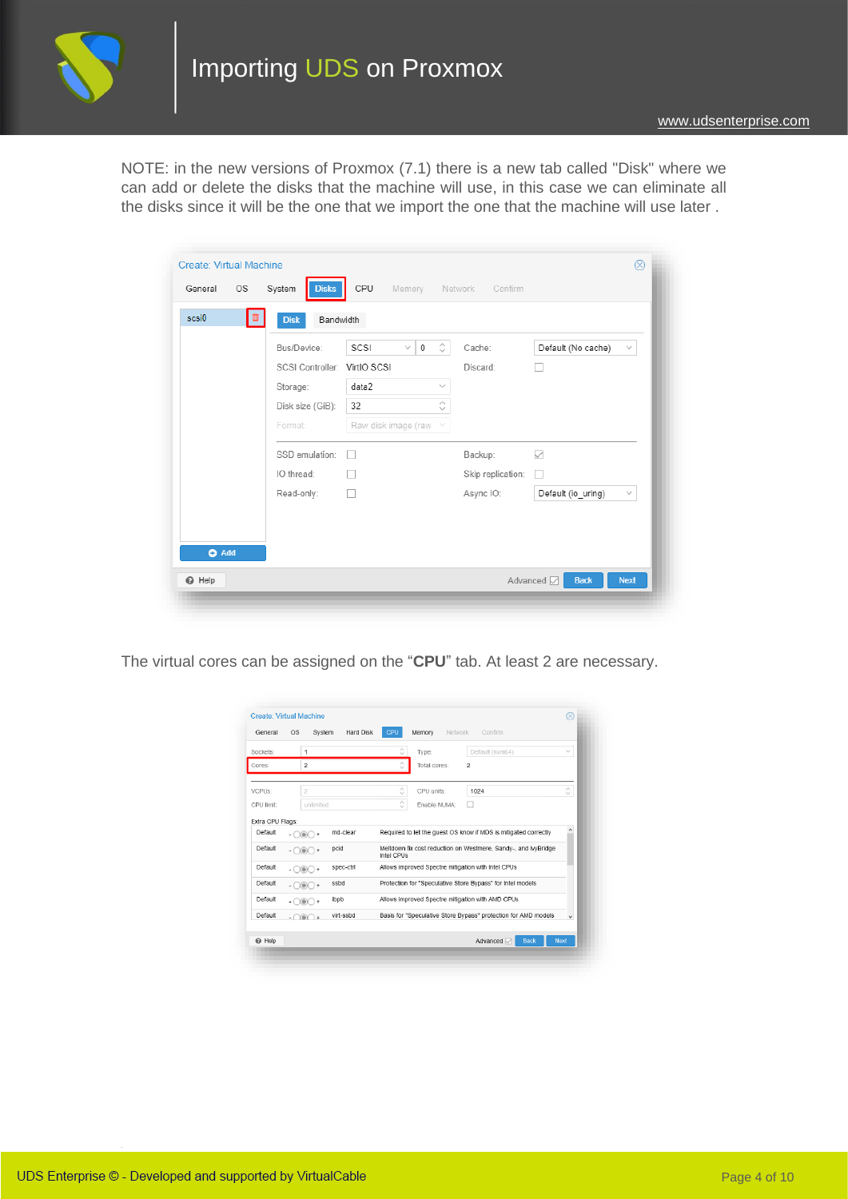NOTE: in the new versions of Proxmox (7.1) there is a new tab called "Disk" where we can add or delete the disks that the machine will use, in this case we can eliminate all the disks since it will be the one that we import the one that the machine will use later .

The virtual cores can be assigned on the "**CPU**" tab. At least 2 are necessary.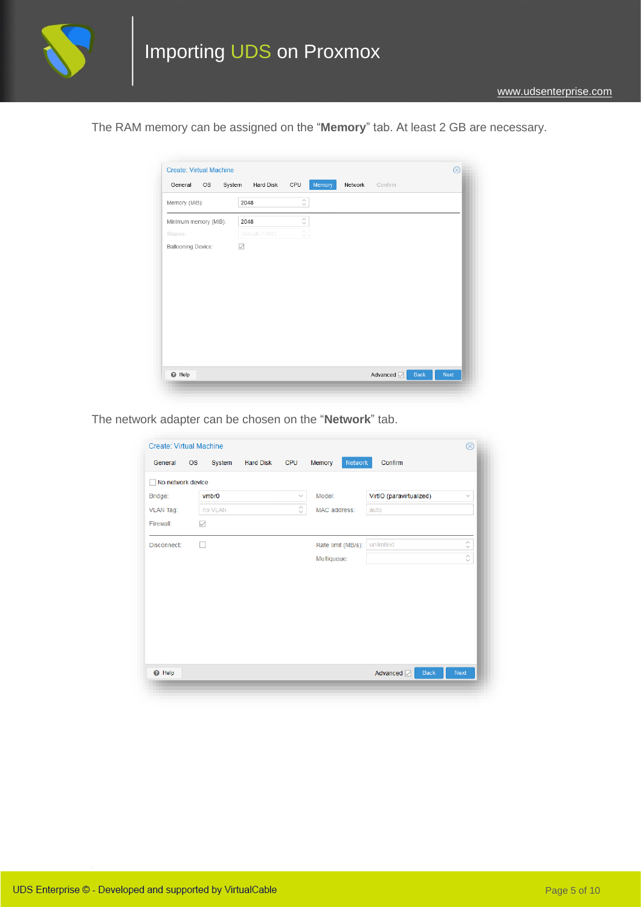The RAM memory can be assigned on the "**Memory**" tab. At least 2 GB are necessary.

The network adapter can be chosen on the "**Network**" tab.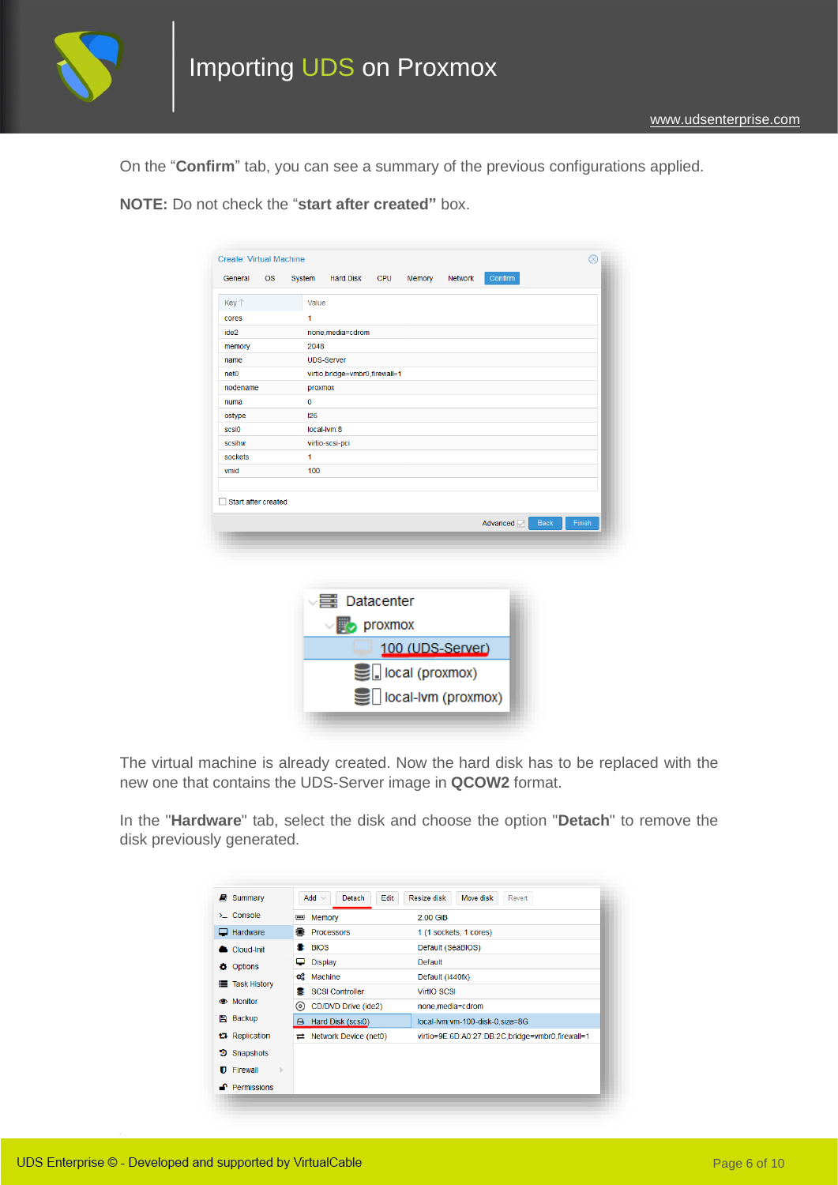On the "**Confirm**" tab, you can see a summary of the previous configurations applied.

**NOTE:** Do not check the "**start after created"** box.

The virtual machine is already created. Now the hard disk has to be replaced with the new one that contains the UDS-Server image in **QCOW2** format.

In the "**Hardware**" tab, select the disk and choose the option "**Detach**" to remove the disk previously generated.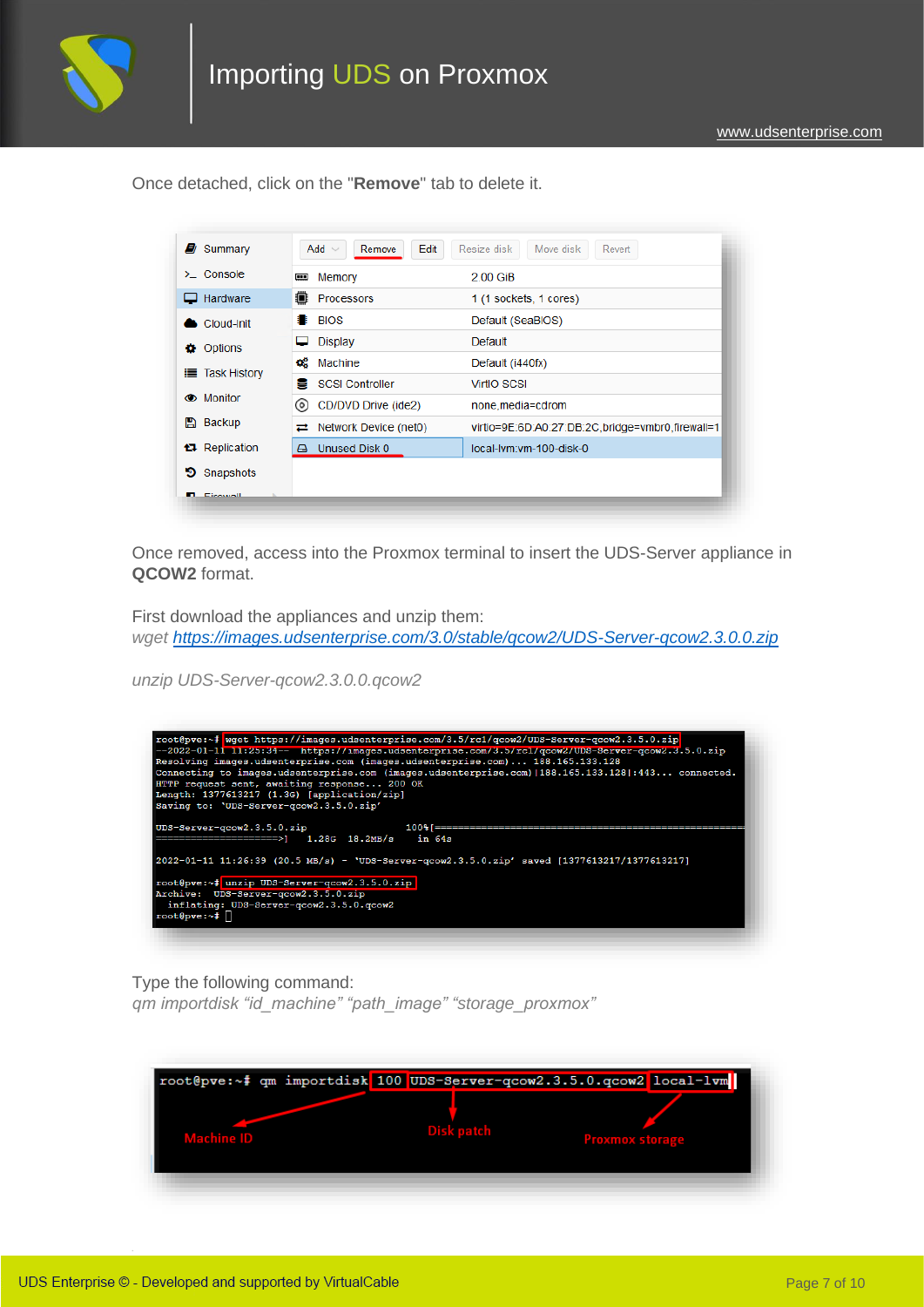Once detached, click on the "**Remove**" tab to delete it.

Once removed, access into the Proxmox terminal to insert the UDS-Server appliance in **QCOW2** format.

First download the appliances and unzip them:
*wget [https://images.udsenterprise.com/3.0/stable/qcow2/UDS-Server-qcow2.3.0.0.zip](https://images.udsenterprise.com/3.0/stable/qcow2/UDS-Server-qcow2.3.0.0.zip)*

*unzip UDS-Server-qcow2.3.0.0.qcow2*

Type the following command:
*qm importdisk "id_machine" "path_image" "storage_proxmox"*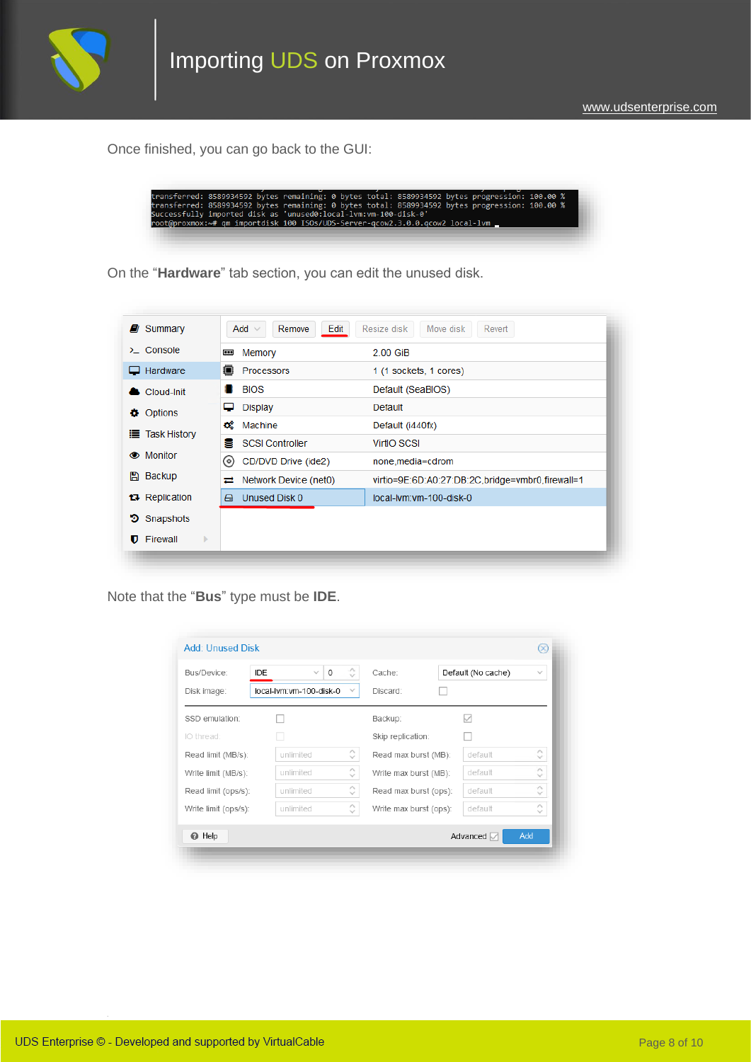Once finished, you can go back to the GUI:

```
transferred: 8589934592 bytes remaining: 0 bytes total: 8589934592 bytes progression: 100.00 %
transferred: 8589934592 bytes remaining: 0 bytes total: 8589934592 bytes progression: 100.00 %
Successfully imported disk as 'unused0:local-lvm:vm-100-disk-0'
root@proxmox:~# qm importdisk 100 ISOs/UDS-Server-qcow2.3.0.0.qcow2 local-lvm
```

On the "**Hardware**" tab section, you can edit the unused disk.

Note that the "**Bus**" type must be **IDE**.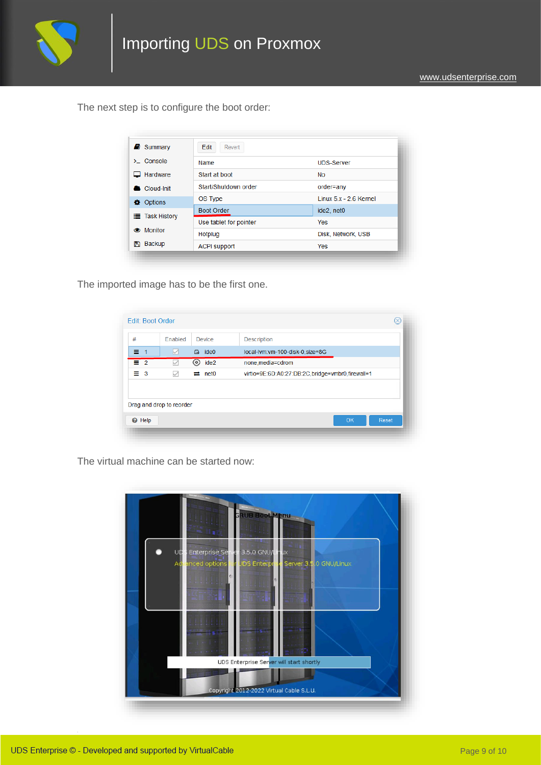The next step is to configure the boot order:

The imported image has to be the first one.

The virtual machine can be started now: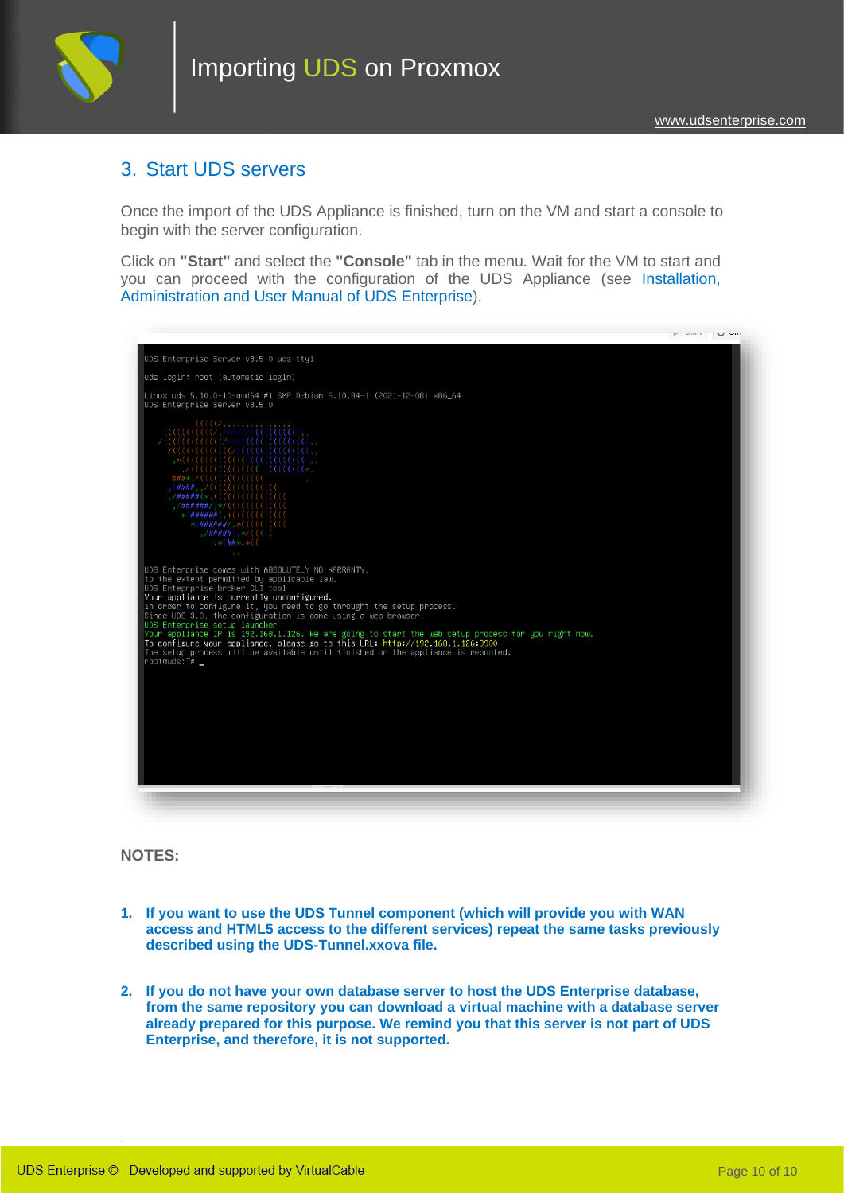## 3. Start UDS servers

Once the import of the UDS Appliance is finished, turn on the VM and start a console to begin with the server configuration.

Click on **"Start"** and select the **"Console"** tab in the menu. Wait for the VM to start and you can proceed with the configuration of the UDS Appliance (see Installation, Administration and User Manual of UDS Enterprise).

**NOTES:**

1. **If you want to use the UDS Tunnel component (which will provide you with WAN access and HTML5 access to the different services) repeat the same tasks previously described using the UDS-Tunnel.xxova file.**

2. **If you do not have your own database server to host the UDS Enterprise database, from the same repository you can download a virtual machine with a database server already prepared for this purpose. We remind you that this server is not part of UDS Enterprise, and therefore, it is not supported.**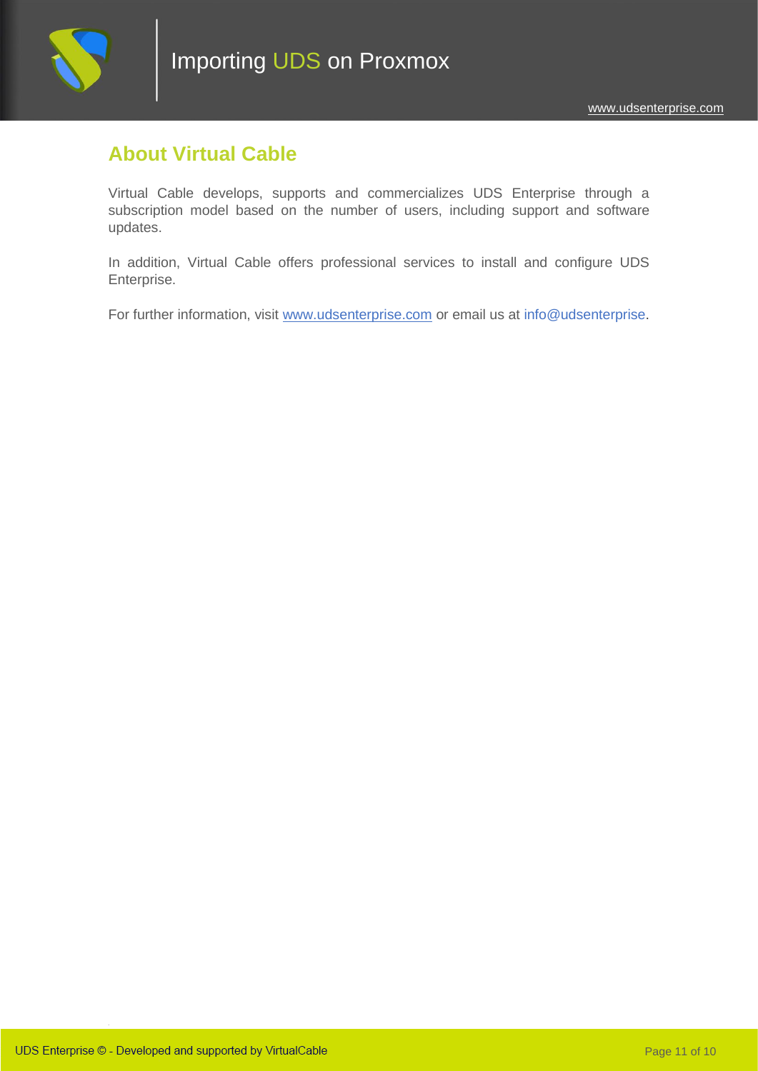## About Virtual Cable

Virtual Cable develops, supports and commercializes UDS Enterprise through a subscription model based on the number of users, including support and software updates.

In addition, Virtual Cable offers professional services to install and configure UDS Enterprise.

For further information, visit www.udsenterprise.com or email us at info@udsenterprise.